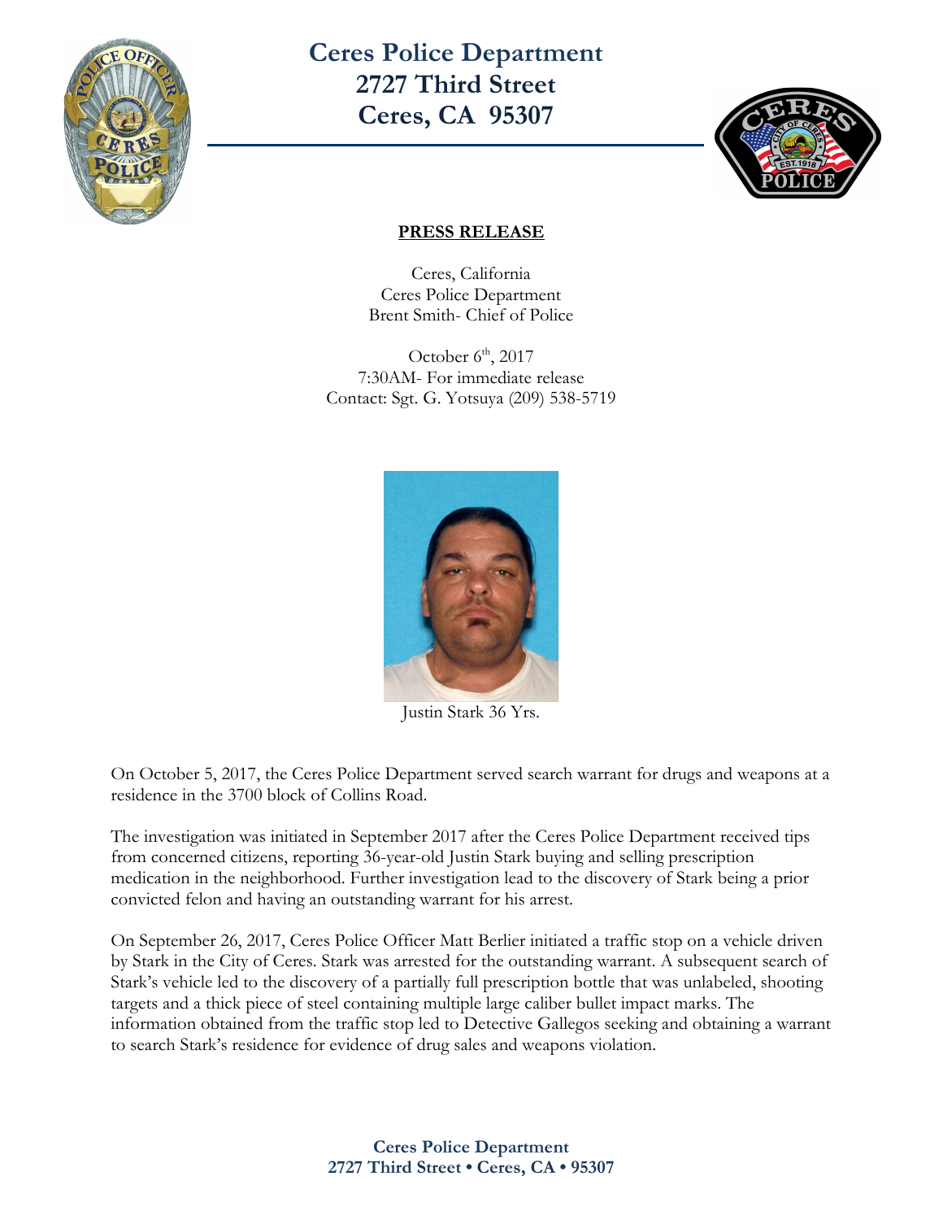# Ceres Police Department
# 2727 Third Street
# Ceres, CA 95307

**PRESS RELEASE**

Ceres, California
Ceres Police Department
Brent Smith- Chief of Police

October 6th, 2017
7:30AM- For immediate release
Contact: Sgt. G. Yotsuya (209) 538-5719

Justin Stark 36 Yrs.

On October 5, 2017, the Ceres Police Department served search warrant for drugs and weapons at a residence in the 3700 block of Collins Road.

The investigation was initiated in September 2017 after the Ceres Police Department received tips from concerned citizens, reporting 36-year-old Justin Stark buying and selling prescription medication in the neighborhood. Further investigation lead to the discovery of Stark being a prior convicted felon and having an outstanding warrant for his arrest.

On September 26, 2017, Ceres Police Officer Matt Berlier initiated a traffic stop on a vehicle driven by Stark in the City of Ceres. Stark was arrested for the outstanding warrant. A subsequent search of Stark's vehicle led to the discovery of a partially full prescription bottle that was unlabeled, shooting targets and a thick piece of steel containing multiple large caliber bullet impact marks. The information obtained from the traffic stop led to Detective Gallegos seeking and obtaining a warrant to search Stark's residence for evidence of drug sales and weapons violation.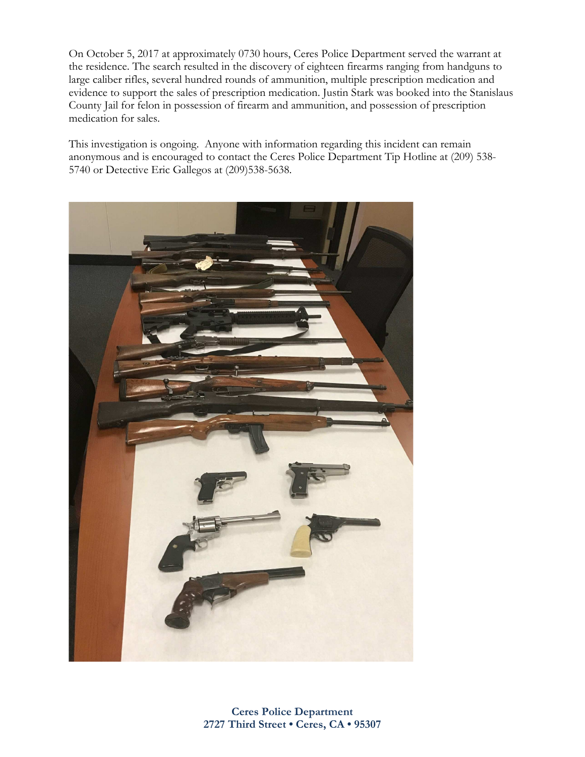On October 5, 2017 at approximately 0730 hours, Ceres Police Department served the warrant at the residence. The search resulted in the discovery of eighteen firearms ranging from handguns to large caliber rifles, several hundred rounds of ammunition, multiple prescription medication and evidence to support the sales of prescription medication. Justin Stark was booked into the Stanislaus County Jail for felon in possession of firearm and ammunition, and possession of prescription medication for sales.

This investigation is ongoing. Anyone with information regarding this incident can remain anonymous and is encouraged to contact the Ceres Police Department Tip Hotline at (209) 538-5740 or Detective Eric Gallegos at (209)538-5638.

**Ceres Police Department**
**2727 Third Street • Ceres, CA • 95307**